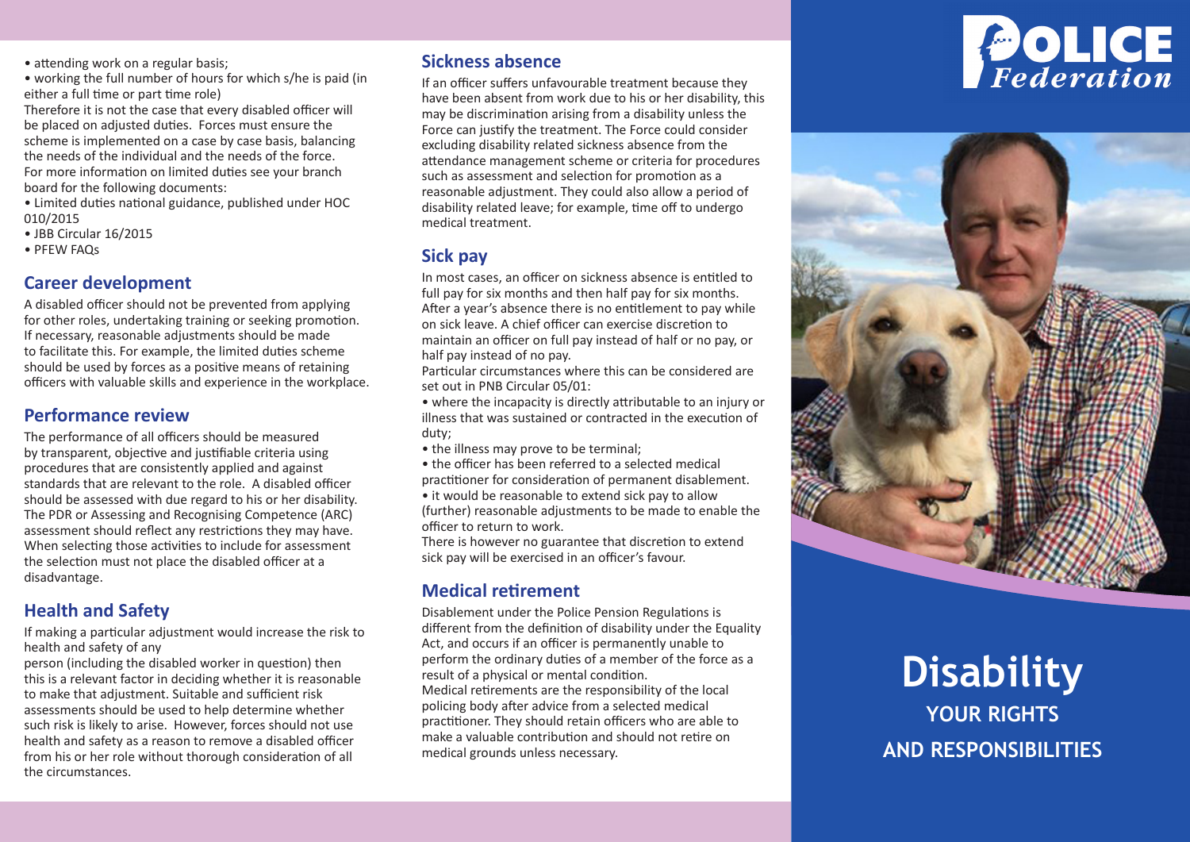- attending work on a regular basis;
- working the full number of hours for which s/he is paid (in either a full time or part time role)

Therefore it is not the case that every disabled officer will be placed on adjusted duties. Forces must ensure the scheme is implemented on a case by case basis, balancing the needs of the individual and the needs of the force.

For more information on limited duties see your branch board for the following documents:

- Limited duties national guidance, published under HOC 010/2015
- JBB Circular 16/2015
- PFEW FAQs

## Career development

A disabled officer should not be prevented from applying for other roles, undertaking training or seeking promotion. If necessary, reasonable adjustments should be made to facilitate this. For example, the limited duties scheme should be used by forces as a positive means of retaining officers with valuable skills and experience in the workplace.

## Performance review

The performance of all officers should be measured by transparent, objective and justifiable criteria using procedures that are consistently applied and against standards that are relevant to the role. A disabled officer should be assessed with due regard to his or her disability. The PDR or Assessing and Recognising Competence (ARC) assessment should reflect any restrictions they may have. When selecting those activities to include for assessment the selection must not place the disabled officer at a disadvantage.

## Health and Safety

If making a particular adjustment would increase the risk to health and safety of any person (including the disabled worker in question) then this is a relevant factor in deciding whether it is reasonable to make that adjustment. Suitable and sufficient risk assessments should be used to help determine whether such risk is likely to arise. However, forces should not use health and safety as a reason to remove a disabled officer from his or her role without thorough consideration of all the circumstances.

## Sickness absence

If an officer suffers unfavourable treatment because they have been absent from work due to his or her disability, this may be discrimination arising from a disability unless the Force can justify the treatment. The Force could consider excluding disability related sickness absence from the attendance management scheme or criteria for procedures such as assessment and selection for promotion as a reasonable adjustment. They could also allow a period of disability related leave; for example, time off to undergo medical treatment.

## Sick pay

In most cases, an officer on sickness absence is entitled to full pay for six months and then half pay for six months. After a year's absence there is no entitlement to pay while on sick leave. A chief officer can exercise discretion to maintain an officer on full pay instead of half or no pay, or half pay instead of no pay.

Particular circumstances where this can be considered are set out in PNB Circular 05/01:

- where the incapacity is directly attributable to an injury or illness that was sustained or contracted in the execution of duty;
- the illness may prove to be terminal;
- the officer has been referred to a selected medical practitioner for consideration of permanent disablement.
- it would be reasonable to extend sick pay to allow (further) reasonable adjustments to be made to enable the officer to return to work.

There is however no guarantee that discretion to extend sick pay will be exercised in an officer's favour.

## Medical retirement

Disablement under the Police Pension Regulations is different from the definition of disability under the Equality Act, and occurs if an officer is permanently unable to perform the ordinary duties of a member of the force as a result of a physical or mental condition.

Medical retirements are the responsibility of the local policing body after advice from a selected medical practitioner. They should retain officers who are able to make a valuable contribution and should not retire on medical grounds unless necessary.

POLICE Federation

# Disability

## YOUR RIGHTS AND RESPONSIBILITIES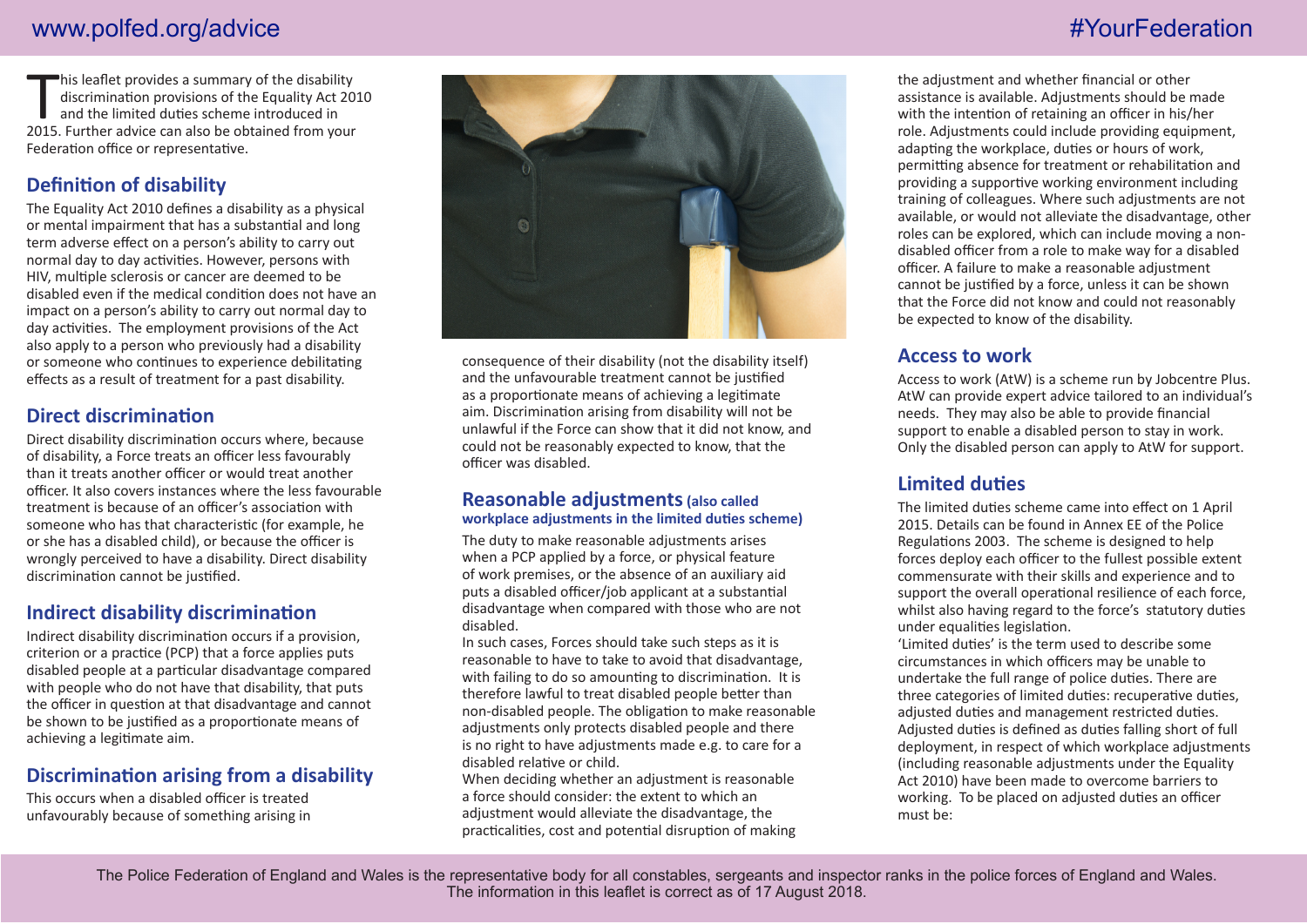This leaflet provides a summary of the disability discrimination provisions of the Equality Act 2010 and the limited duties scheme introduced in 2015. Further advice can also be obtained from your Federation office or representative.

## Definition of disability

The Equality Act 2010 defines a disability as a physical or mental impairment that has a substantial and long term adverse effect on a person's ability to carry out normal day to day activities. However, persons with HIV, multiple sclerosis or cancer are deemed to be disabled even if the medical condition does not have an impact on a person's ability to carry out normal day to day activities. The employment provisions of the Act also apply to a person who previously had a disability or someone who continues to experience debilitating effects as a result of treatment for a past disability.

## Direct discrimination

Direct disability discrimination occurs where, because of disability, a Force treats an officer less favourably than it treats another officer or would treat another officer. It also covers instances where the less favourable treatment is because of an officer's association with someone who has that characteristic (for example, he or she has a disabled child), or because the officer is wrongly perceived to have a disability. Direct disability discrimination cannot be justified.

## Indirect disability discrimination

Indirect disability discrimination occurs if a provision, criterion or a practice (PCP) that a force applies puts disabled people at a particular disadvantage compared with people who do not have that disability, that puts the officer in question at that disadvantage and cannot be shown to be justified as a proportionate means of achieving a legitimate aim.

## Discrimination arising from a disability

This occurs when a disabled officer is treated unfavourably because of something arising in consequence of their disability (not the disability itself) and the unfavourable treatment cannot be justified as a proportionate means of achieving a legitimate aim. Discrimination arising from disability will not be unlawful if the Force can show that it did not know, and could not be reasonably expected to know, that the officer was disabled.

## Reasonable adjustments (also called workplace adjustments in the limited duties scheme)

The duty to make reasonable adjustments arises when a PCP applied by a force, or physical feature of work premises, or the absence of an auxiliary aid puts a disabled officer/job applicant at a substantial disadvantage when compared with those who are not disabled.

In such cases, Forces should take such steps as it is reasonable to have to take to avoid that disadvantage, with failing to do so amounting to discrimination. It is therefore lawful to treat disabled people better than non-disabled people. The obligation to make reasonable adjustments only protects disabled people and there is no right to have adjustments made e.g. to care for a disabled relative or child.

When deciding whether an adjustment is reasonable a force should consider: the extent to which an adjustment would alleviate the disadvantage, the practicalities, cost and potential disruption of making the adjustment and whether financial or other assistance is available. Adjustments should be made with the intention of retaining an officer in his/her role. Adjustments could include providing equipment, adapting the workplace, duties or hours of work, permitting absence for treatment or rehabilitation and providing a supportive working environment including training of colleagues. Where such adjustments are not available, or would not alleviate the disadvantage, other roles can be explored, which can include moving a non-disabled officer from a role to make way for a disabled officer. A failure to make a reasonable adjustment cannot be justified by a force, unless it can be shown that the Force did not know and could not reasonably be expected to know of the disability.

## Access to work

Access to work (AtW) is a scheme run by Jobcentre Plus. AtW can provide expert advice tailored to an individual's needs. They may also be able to provide financial support to enable a disabled person to stay in work. Only the disabled person can apply to AtW for support.

## Limited duties

The limited duties scheme came into effect on 1 April 2015. Details can be found in Annex EE of the Police Regulations 2003. The scheme is designed to help forces deploy each officer to the fullest possible extent commensurate with their skills and experience and to support the overall operational resilience of each force, whilst also having regard to the force's statutory duties under equalities legislation.

'Limited duties' is the term used to describe some circumstances in which officers may be unable to undertake the full range of police duties. There are three categories of limited duties: recuperative duties, adjusted duties and management restricted duties. Adjusted duties is defined as duties falling short of full deployment, in respect of which workplace adjustments (including reasonable adjustments under the Equality Act 2010) have been made to overcome barriers to working. To be placed on adjusted duties an officer must be:

The Police Federation of England and Wales is the representative body for all constables, sergeants and inspector ranks in the police forces of England and Wales. The information in this leaflet is correct as of 17 August 2018.